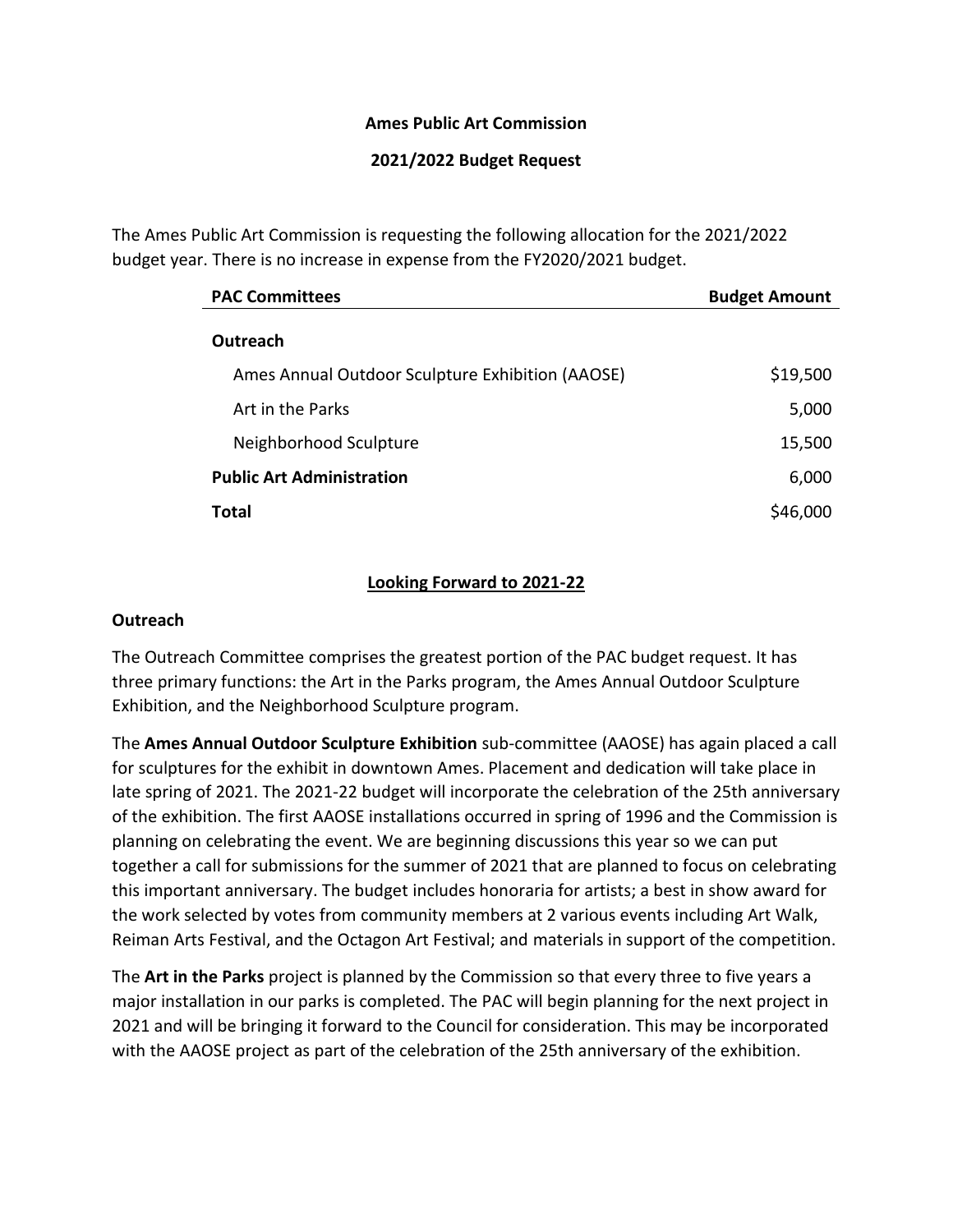**Ames Public Art Commission**

**2021/2022 Budget Request**

The Ames Public Art Commission is requesting the following allocation for the 2021/2022 budget year. There is no increase in expense from the FY2020/2021 budget.

| PAC Committees | Budget Amount |
|---|---|
| **Outreach** | |
| Ames Annual Outdoor Sculpture Exhibition (AAOSE) | $19,500 |
| Art in the Parks | 5,000 |
| Neighborhood Sculpture | 15,500 |
| **Public Art Administration** | 6,000 |
| **Total** | $46,000 |

## Looking Forward to 2021-22

### Outreach

The Outreach Committee comprises the greatest portion of the PAC budget request. It has three primary functions: the Art in the Parks program, the Ames Annual Outdoor Sculpture Exhibition, and the Neighborhood Sculpture program.

The **Ames Annual Outdoor Sculpture Exhibition** sub-committee (AAOSE) has again placed a call for sculptures for the exhibit in downtown Ames. Placement and dedication will take place in late spring of 2021. The 2021-22 budget will incorporate the celebration of the 25th anniversary of the exhibition. The first AAOSE installations occurred in spring of 1996 and the Commission is planning on celebrating the event. We are beginning discussions this year so we can put together a call for submissions for the summer of 2021 that are planned to focus on celebrating this important anniversary. The budget includes honoraria for artists; a best in show award for the work selected by votes from community members at 2 various events including Art Walk, Reiman Arts Festival, and the Octagon Art Festival; and materials in support of the competition.

The **Art in the Parks** project is planned by the Commission so that every three to five years a major installation in our parks is completed. The PAC will begin planning for the next project in 2021 and will be bringing it forward to the Council for consideration. This may be incorporated with the AAOSE project as part of the celebration of the 25th anniversary of the exhibition.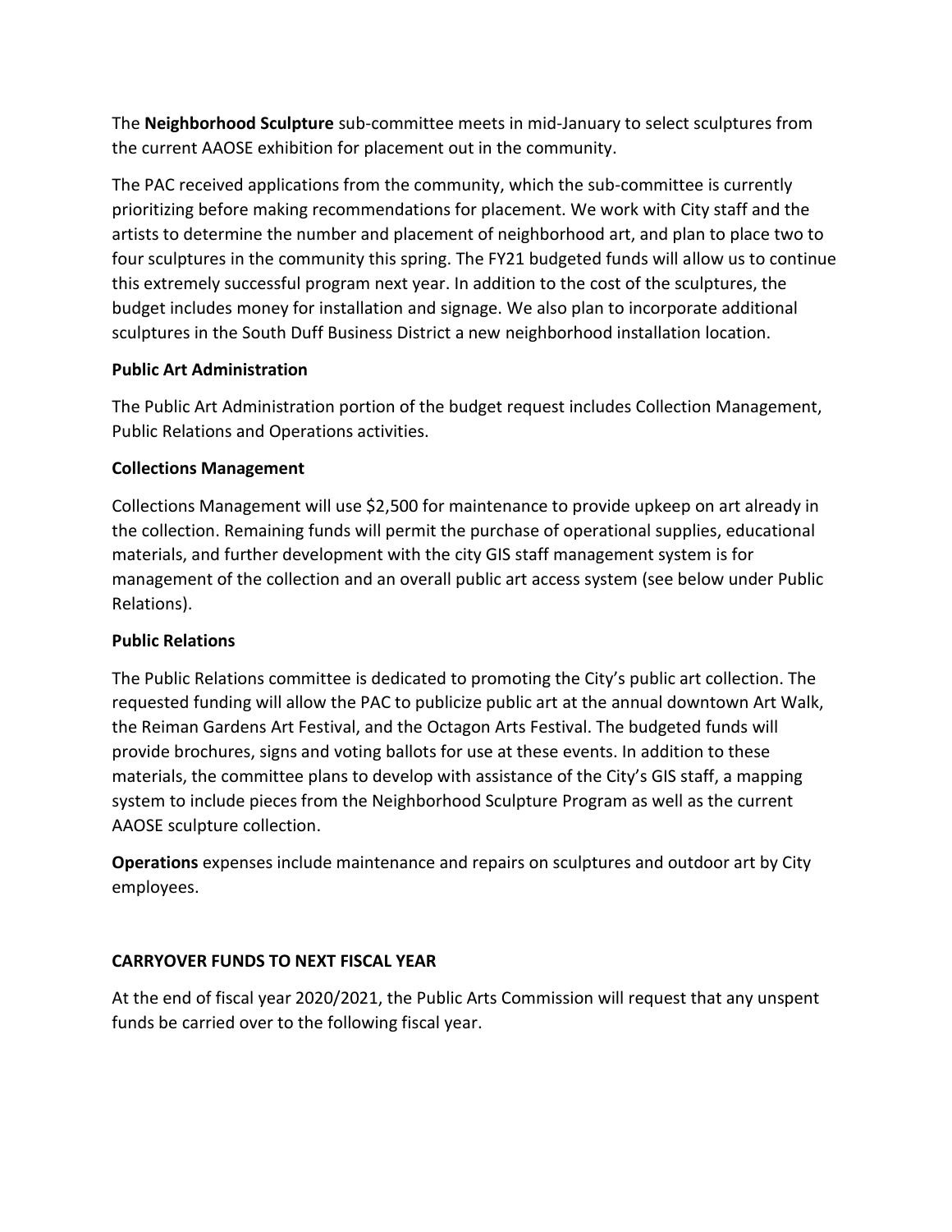The **Neighborhood Sculpture** sub-committee meets in mid-January to select sculptures from the current AAOSE exhibition for placement out in the community.

The PAC received applications from the community, which the sub-committee is currently prioritizing before making recommendations for placement. We work with City staff and the artists to determine the number and placement of neighborhood art, and plan to place two to four sculptures in the community this spring. The FY21 budgeted funds will allow us to continue this extremely successful program next year. In addition to the cost of the sculptures, the budget includes money for installation and signage. We also plan to incorporate additional sculptures in the South Duff Business District a new neighborhood installation location.

**Public Art Administration**

The Public Art Administration portion of the budget request includes Collection Management, Public Relations and Operations activities.

**Collections Management**

Collections Management will use $2,500 for maintenance to provide upkeep on art already in the collection. Remaining funds will permit the purchase of operational supplies, educational materials, and further development with the city GIS staff management system is for management of the collection and an overall public art access system (see below under Public Relations).

**Public Relations**

The Public Relations committee is dedicated to promoting the City's public art collection. The requested funding will allow the PAC to publicize public art at the annual downtown Art Walk, the Reiman Gardens Art Festival, and the Octagon Arts Festival. The budgeted funds will provide brochures, signs and voting ballots for use at these events. In addition to these materials, the committee plans to develop with assistance of the City's GIS staff, a mapping system to include pieces from the Neighborhood Sculpture Program as well as the current AAOSE sculpture collection.

**Operations** expenses include maintenance and repairs on sculptures and outdoor art by City employees.

**CARRYOVER FUNDS TO NEXT FISCAL YEAR**

At the end of fiscal year 2020/2021, the Public Arts Commission will request that any unspent funds be carried over to the following fiscal year.